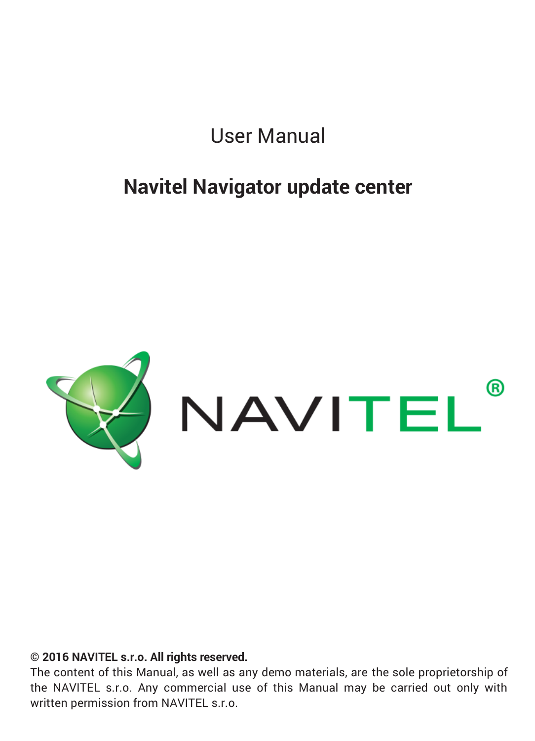User Manual

# Navitel Navigator update center

**© 2016 NAVITEL s.r.o. All rights reserved.**
The content of this Manual, as well as any demo materials, are the sole proprietorship of the NAVITEL s.r.o. Any commercial use of this Manual may be carried out only with written permission from NAVITEL s.r.o.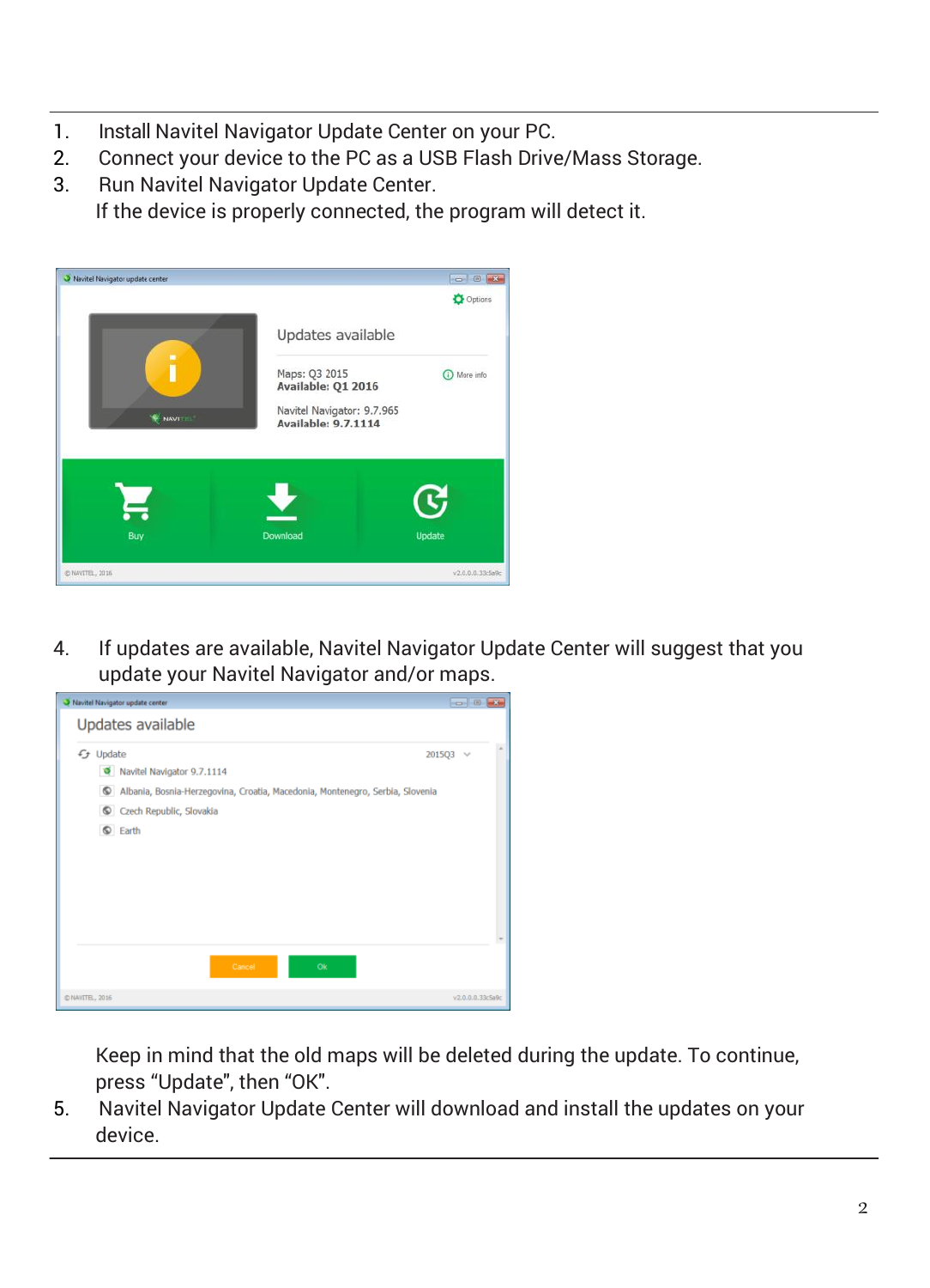1. Install Navitel Navigator Update Center on your PC.
2. Connect your device to the PC as a USB Flash Drive/Mass Storage.
3. Run Navitel Navigator Update Center.
   If the device is properly connected, the program will detect it.

4. If updates are available, Navitel Navigator Update Center will suggest that you update your Navitel Navigator and/or maps.

   Keep in mind that the old maps will be deleted during the update. To continue, press “Update”, then “OK”.
5. Navitel Navigator Update Center will download and install the updates on your device.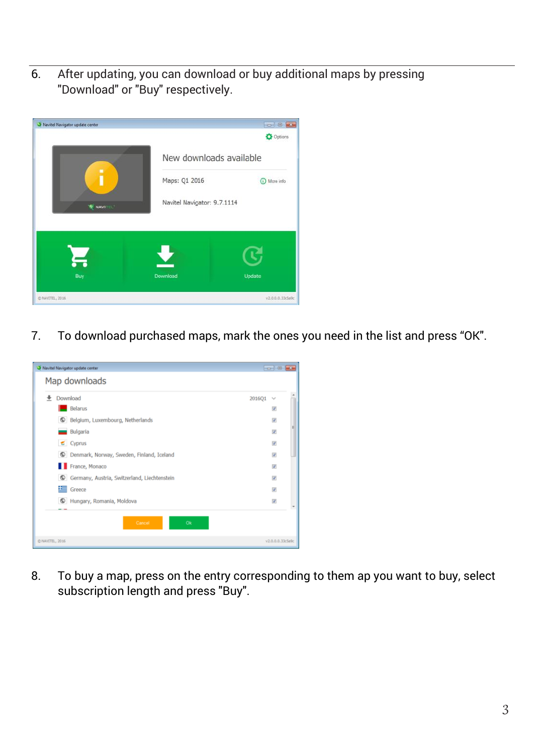6. After updating, you can download or buy additional maps by pressing "Download" or "Buy" respectively.

7. To download purchased maps, mark the ones you need in the list and press “OK”.

8. To buy a map, press on the entry corresponding to them ap you want to buy, select subscription length and press "Buy".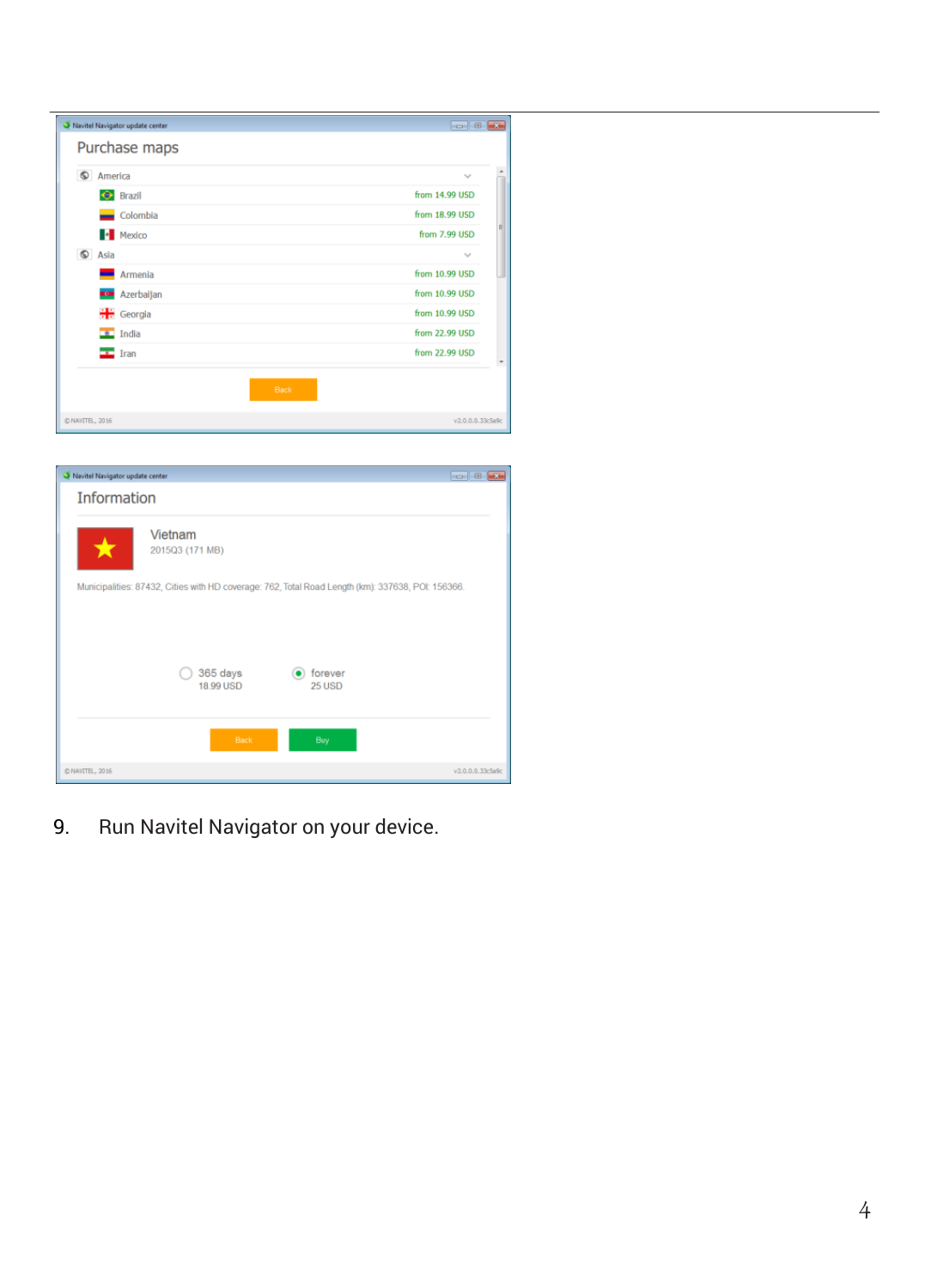9. Run Navitel Navigator on your device.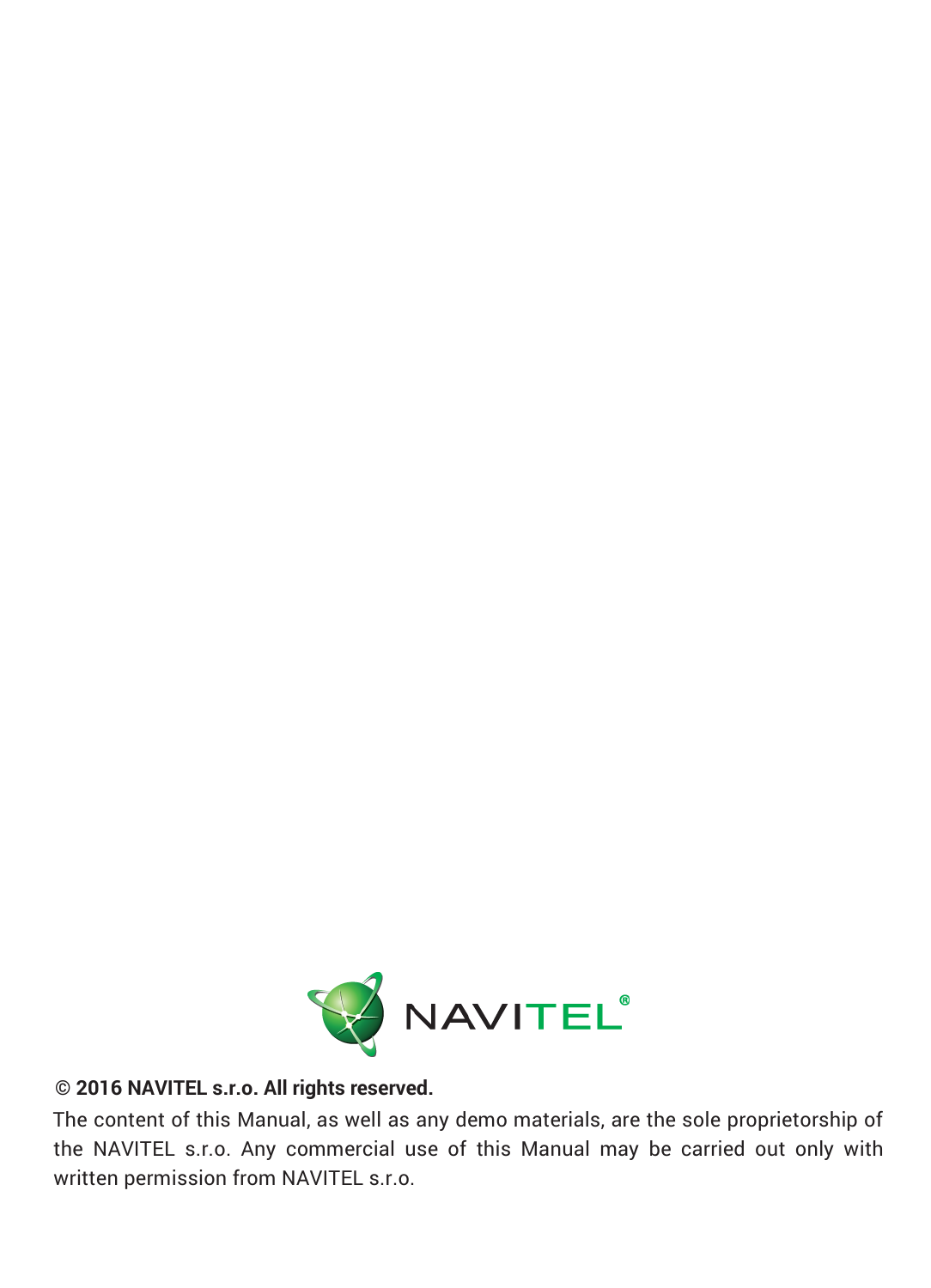NAVITEL®

**© 2016 NAVITEL s.r.o. All rights reserved.**

The content of this Manual, as well as any demo materials, are the sole proprietorship of the NAVITEL s.r.o. Any commercial use of this Manual may be carried out only with written permission from NAVITEL s.r.o.